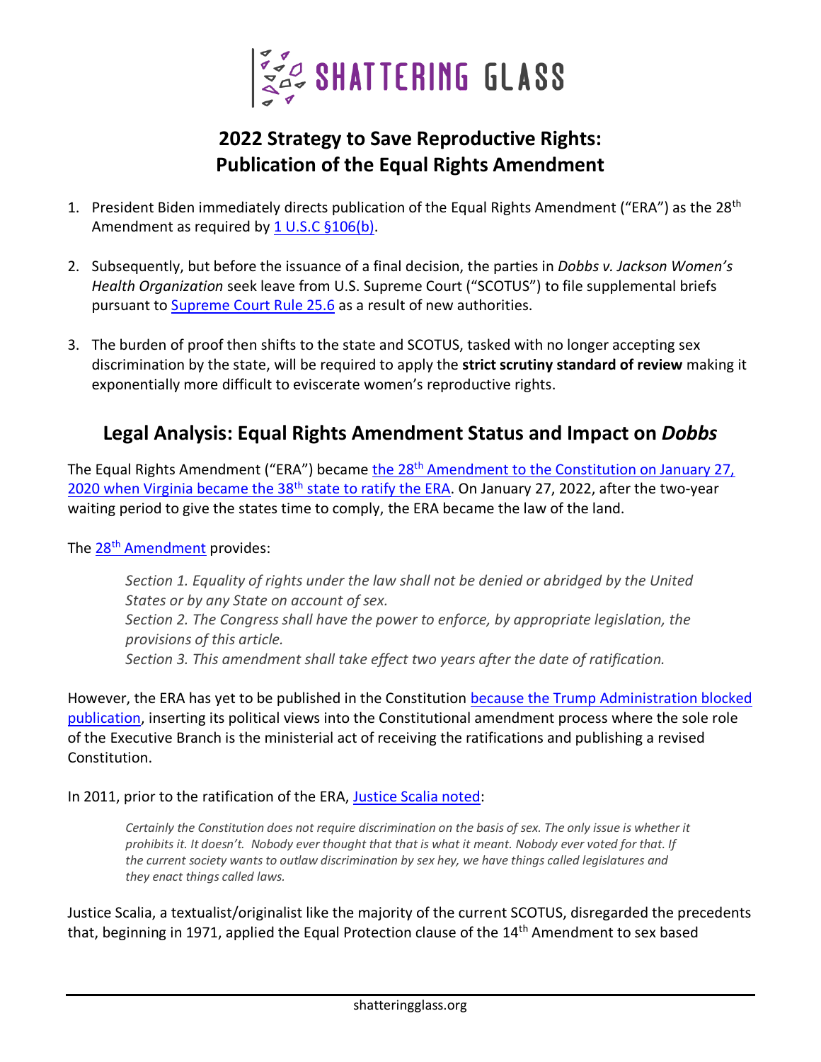SHATTERING GLASS

## 2022 Strategy to Save Reproductive Rights: Publication of the Equal Rights Amendment

1. President Biden immediately directs publication of the Equal Rights Amendment ("ERA") as the 28th Amendment as required by 1 U.S.C §106(b).

2. Subsequently, but before the issuance of a final decision, the parties in *Dobbs v. Jackson Women's Health Organization* seek leave from U.S. Supreme Court ("SCOTUS") to file supplemental briefs pursuant to Supreme Court Rule 25.6 as a result of new authorities.

3. The burden of proof then shifts to the state and SCOTUS, tasked with no longer accepting sex discrimination by the state, will be required to apply the **strict scrutiny standard of review** making it exponentially more difficult to eviscerate women's reproductive rights.

## Legal Analysis: Equal Rights Amendment Status and Impact on *Dobbs*

The Equal Rights Amendment ("ERA") became the 28th Amendment to the Constitution on January 27, 2020 when Virginia became the 38th state to ratify the ERA. On January 27, 2022, after the two-year waiting period to give the states time to comply, the ERA became the law of the land.

The 28th Amendment provides:

> *Section 1. Equality of rights under the law shall not be denied or abridged by the United States or by any State on account of sex.*
> *Section 2. The Congress shall have the power to enforce, by appropriate legislation, the provisions of this article.*
> *Section 3. This amendment shall take effect two years after the date of ratification.*

However, the ERA has yet to be published in the Constitution because the Trump Administration blocked publication, inserting its political views into the Constitutional amendment process where the sole role of the Executive Branch is the ministerial act of receiving the ratifications and publishing a revised Constitution.

In 2011, prior to the ratification of the ERA, Justice Scalia noted:

> *Certainly the Constitution does not require discrimination on the basis of sex. The only issue is whether it prohibits it. It doesn't. Nobody ever thought that that is what it meant. Nobody ever voted for that. If the current society wants to outlaw discrimination by sex hey, we have things called legislatures and they enact things called laws.*

Justice Scalia, a textualist/originalist like the majority of the current SCOTUS, disregarded the precedents that, beginning in 1971, applied the Equal Protection clause of the 14th Amendment to sex based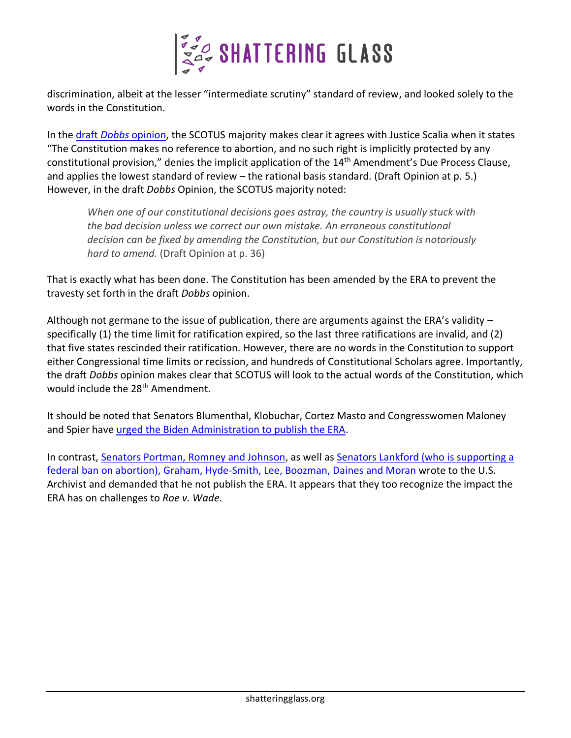discrimination, albeit at the lesser "intermediate scrutiny" standard of review, and looked solely to the words in the Constitution.

In the draft *Dobbs* opinion, the SCOTUS majority makes clear it agrees with Justice Scalia when it states "The Constitution makes no reference to abortion, and no such right is implicitly protected by any constitutional provision," denies the implicit application of the 14th Amendment's Due Process Clause, and applies the lowest standard of review – the rational basis standard. (Draft Opinion at p. 5.) However, in the draft *Dobbs* Opinion, the SCOTUS majority noted:

> *When one of our constitutional decisions goes astray, the country is usually stuck with the bad decision unless we correct our own mistake. An erroneous constitutional decision can be fixed by amending the Constitution, but our Constitution is notoriously hard to amend.* (Draft Opinion at p. 36)

That is exactly what has been done. The Constitution has been amended by the ERA to prevent the travesty set forth in the draft *Dobbs* opinion.

Although not germane to the issue of publication, there are arguments against the ERA's validity – specifically (1) the time limit for ratification expired, so the last three ratifications are invalid, and (2) that five states rescinded their ratification. However, there are no words in the Constitution to support either Congressional time limits or recission, and hundreds of Constitutional Scholars agree. Importantly, the draft *Dobbs* opinion makes clear that SCOTUS will look to the actual words of the Constitution, which would include the 28th Amendment.

It should be noted that Senators Blumenthal, Klobuchar, Cortez Masto and Congresswomen Maloney and Spier have urged the Biden Administration to publish the ERA.

In contrast, Senators Portman, Romney and Johnson, as well as Senators Lankford (who is supporting a federal ban on abortion), Graham, Hyde-Smith, Lee, Boozman, Daines and Moran wrote to the U.S. Archivist and demanded that he not publish the ERA. It appears that they too recognize the impact the ERA has on challenges to *Roe v. Wade*.